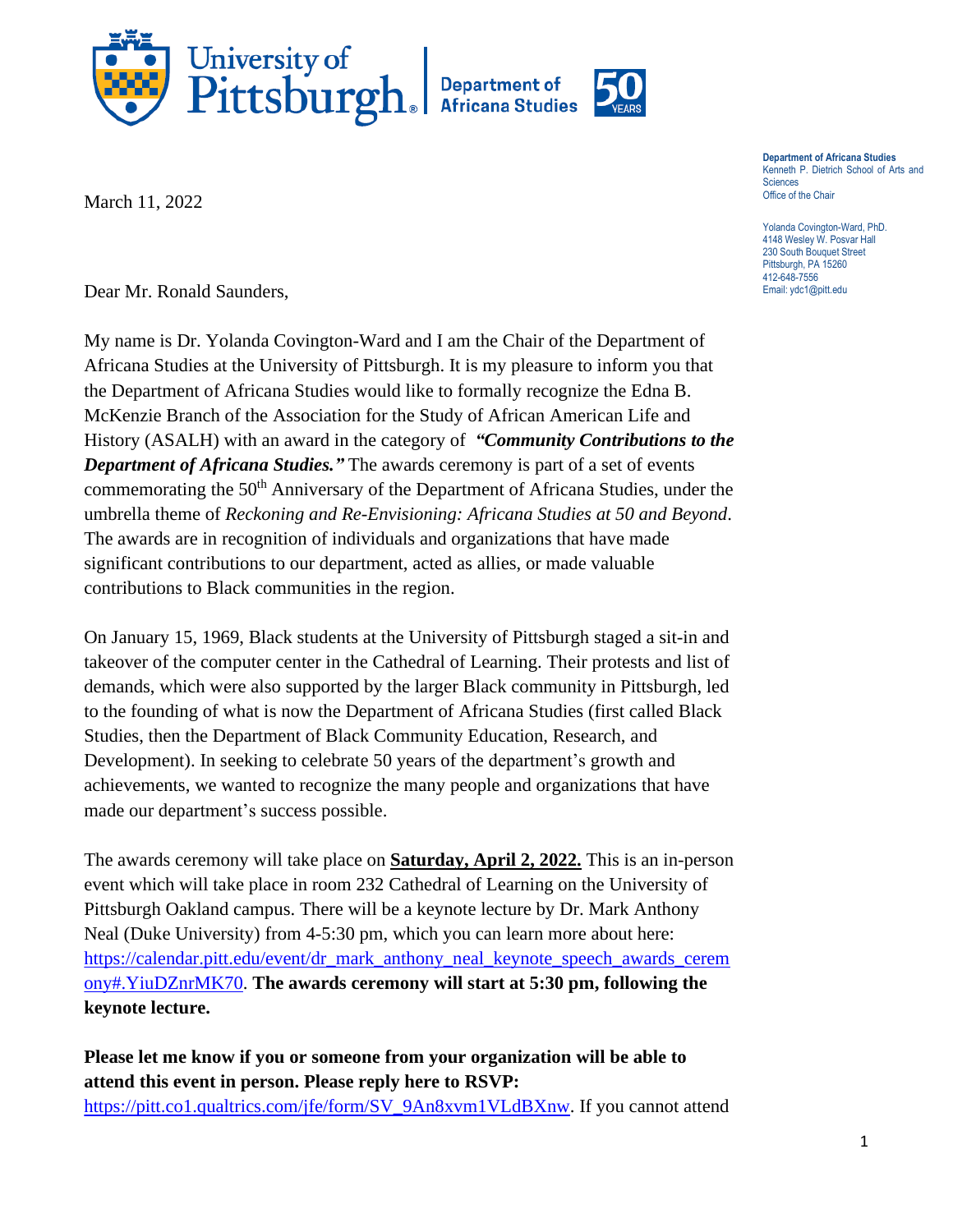University of Pittsburgh | Department of Africana Studies | 50 YEARS

**Department of Africana Studies**
Kenneth P. Dietrich School of Arts and Sciences
Office of the Chair

Yolanda Covington-Ward, PhD.
4148 Wesley W. Posvar Hall
230 South Bouquet Street
Pittsburgh, PA 15260
412-648-7556
Email: ydc1@pitt.edu

March 11, 2022

Dear Mr. Ronald Saunders,

My name is Dr. Yolanda Covington-Ward and I am the Chair of the Department of Africana Studies at the University of Pittsburgh. It is my pleasure to inform you that the Department of Africana Studies would like to formally recognize the Edna B. McKenzie Branch of the Association for the Study of African American Life and History (ASALH) with an award in the category of ***"Community Contributions to the Department of Africana Studies."*** The awards ceremony is part of a set of events commemorating the 50th Anniversary of the Department of Africana Studies, under the umbrella theme of *Reckoning and Re-Envisioning: Africana Studies at 50 and Beyond*. The awards are in recognition of individuals and organizations that have made significant contributions to our department, acted as allies, or made valuable contributions to Black communities in the region.

On January 15, 1969, Black students at the University of Pittsburgh staged a sit-in and takeover of the computer center in the Cathedral of Learning. Their protests and list of demands, which were also supported by the larger Black community in Pittsburgh, led to the founding of what is now the Department of Africana Studies (first called Black Studies, then the Department of Black Community Education, Research, and Development). In seeking to celebrate 50 years of the department's growth and achievements, we wanted to recognize the many people and organizations that have made our department's success possible.

The awards ceremony will take place on **Saturday, April 2, 2022.** This is an in-person event which will take place in room 232 Cathedral of Learning on the University of Pittsburgh Oakland campus. There will be a keynote lecture by Dr. Mark Anthony Neal (Duke University) from 4-5:30 pm, which you can learn more about here: https://calendar.pitt.edu/event/dr_mark_anthony_neal_keynote_speech_awards_ceremony#.YiuDZnrMK70. **The awards ceremony will start at 5:30 pm, following the keynote lecture.**

**Please let me know if you or someone from your organization will be able to attend this event in person. Please reply here to RSVP:** https://pitt.co1.qualtrics.com/jfe/form/SV_9An8xvm1VLdBXnw. If you cannot attend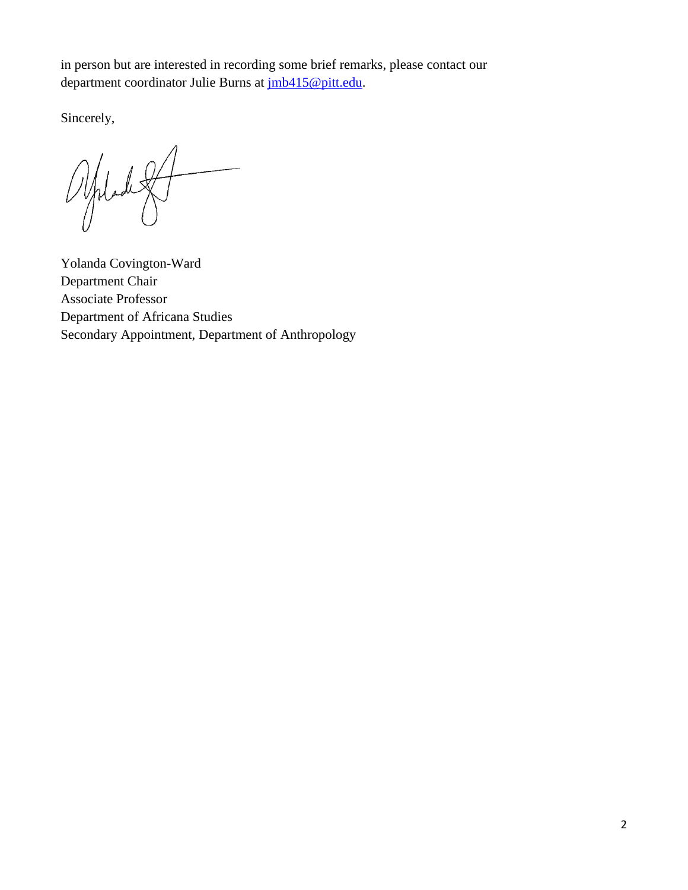in person but are interested in recording some brief remarks, please contact our department coordinator Julie Burns at jmb415@pitt.edu.

Sincerely,

Yolanda Covington-Ward  
Department Chair  
Associate Professor  
Department of Africana Studies  
Secondary Appointment, Department of Anthropology